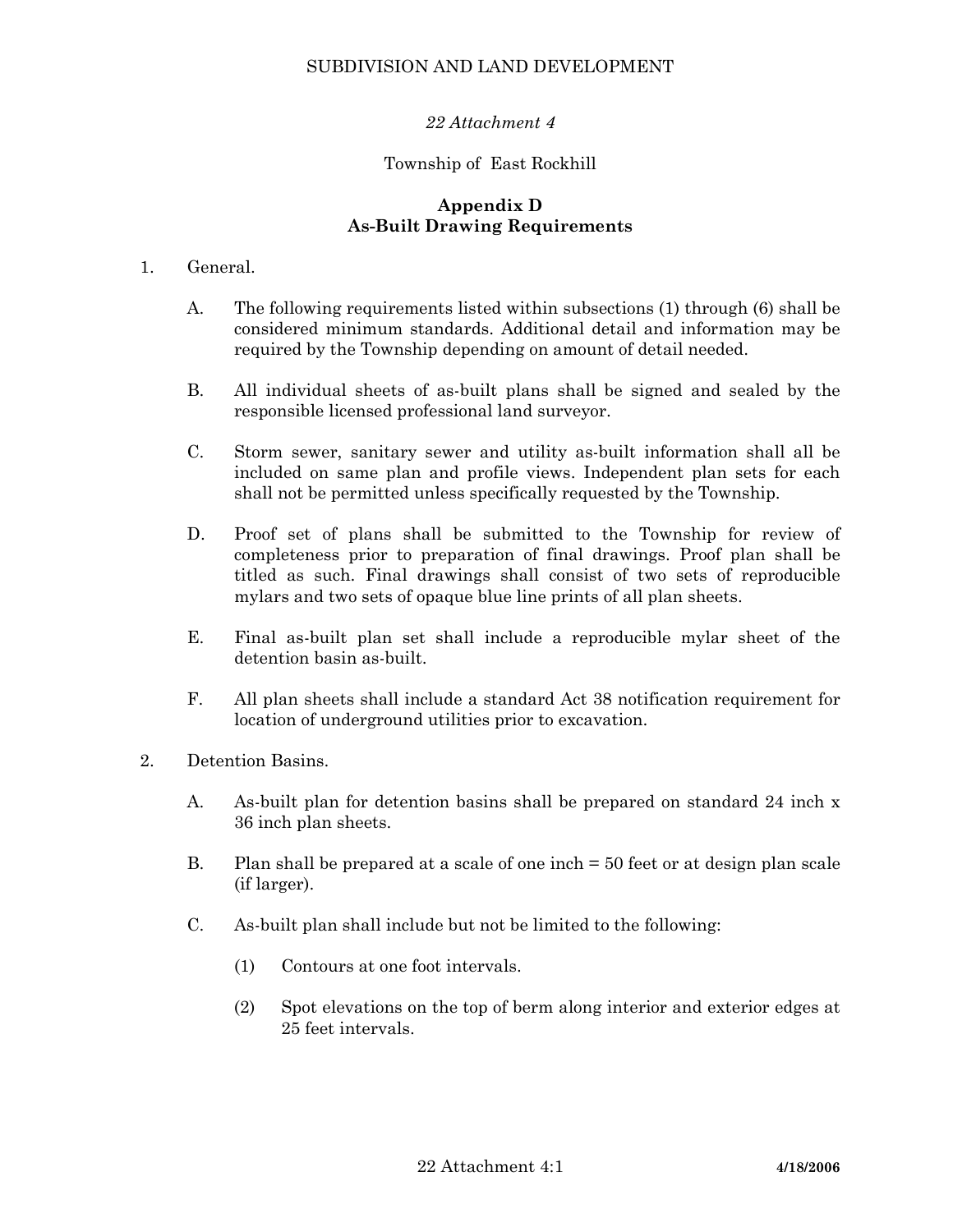SUBDIVISION AND LAND DEVELOPMENT

*22 Attachment 4*

Township of East Rockhill

# Appendix D
# As-Built Drawing Requirements

1. General.

   A. The following requirements listed within subsections (1) through (6) shall be considered minimum standards. Additional detail and information may be required by the Township depending on amount of detail needed.

   B. All individual sheets of as-built plans shall be signed and sealed by the responsible licensed professional land surveyor.

   C. Storm sewer, sanitary sewer and utility as-built information shall all be included on same plan and profile views. Independent plan sets for each shall not be permitted unless specifically requested by the Township.

   D. Proof set of plans shall be submitted to the Township for review of completeness prior to preparation of final drawings. Proof plan shall be titled as such. Final drawings shall consist of two sets of reproducible mylars and two sets of opaque blue line prints of all plan sheets.

   E. Final as-built plan set shall include a reproducible mylar sheet of the detention basin as-built.

   F. All plan sheets shall include a standard Act 38 notification requirement for location of underground utilities prior to excavation.

2. Detention Basins.

   A. As-built plan for detention basins shall be prepared on standard 24 inch x 36 inch plan sheets.

   B. Plan shall be prepared at a scale of one inch = 50 feet or at design plan scale (if larger).

   C. As-built plan shall include but not be limited to the following:

      (1) Contours at one foot intervals.

      (2) Spot elevations on the top of berm along interior and exterior edges at 25 feet intervals.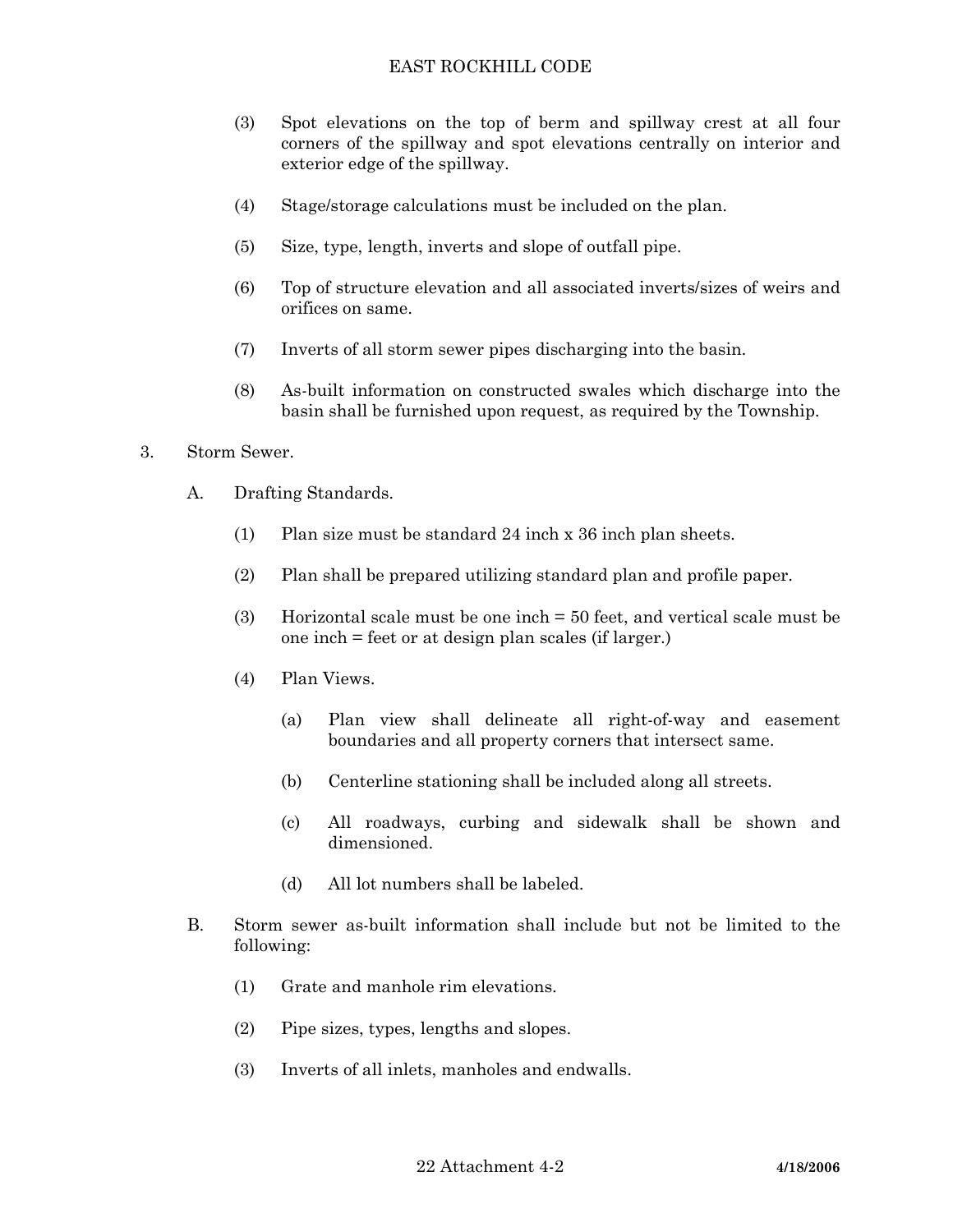(3) Spot elevations on the top of berm and spillway crest at all four corners of the spillway and spot elevations centrally on interior and exterior edge of the spillway.

(4) Stage/storage calculations must be included on the plan.

(5) Size, type, length, inverts and slope of outfall pipe.

(6) Top of structure elevation and all associated inverts/sizes of weirs and orifices on same.

(7) Inverts of all storm sewer pipes discharging into the basin.

(8) As-built information on constructed swales which discharge into the basin shall be furnished upon request, as required by the Township.

3. Storm Sewer.

A. Drafting Standards.

(1) Plan size must be standard 24 inch x 36 inch plan sheets.

(2) Plan shall be prepared utilizing standard plan and profile paper.

(3) Horizontal scale must be one inch = 50 feet, and vertical scale must be one inch = feet or at design plan scales (if larger.)

(4) Plan Views.

(a) Plan view shall delineate all right-of-way and easement boundaries and all property corners that intersect same.

(b) Centerline stationing shall be included along all streets.

(c) All roadways, curbing and sidewalk shall be shown and dimensioned.

(d) All lot numbers shall be labeled.

B. Storm sewer as-built information shall include but not be limited to the following:

(1) Grate and manhole rim elevations.

(2) Pipe sizes, types, lengths and slopes.

(3) Inverts of all inlets, manholes and endwalls.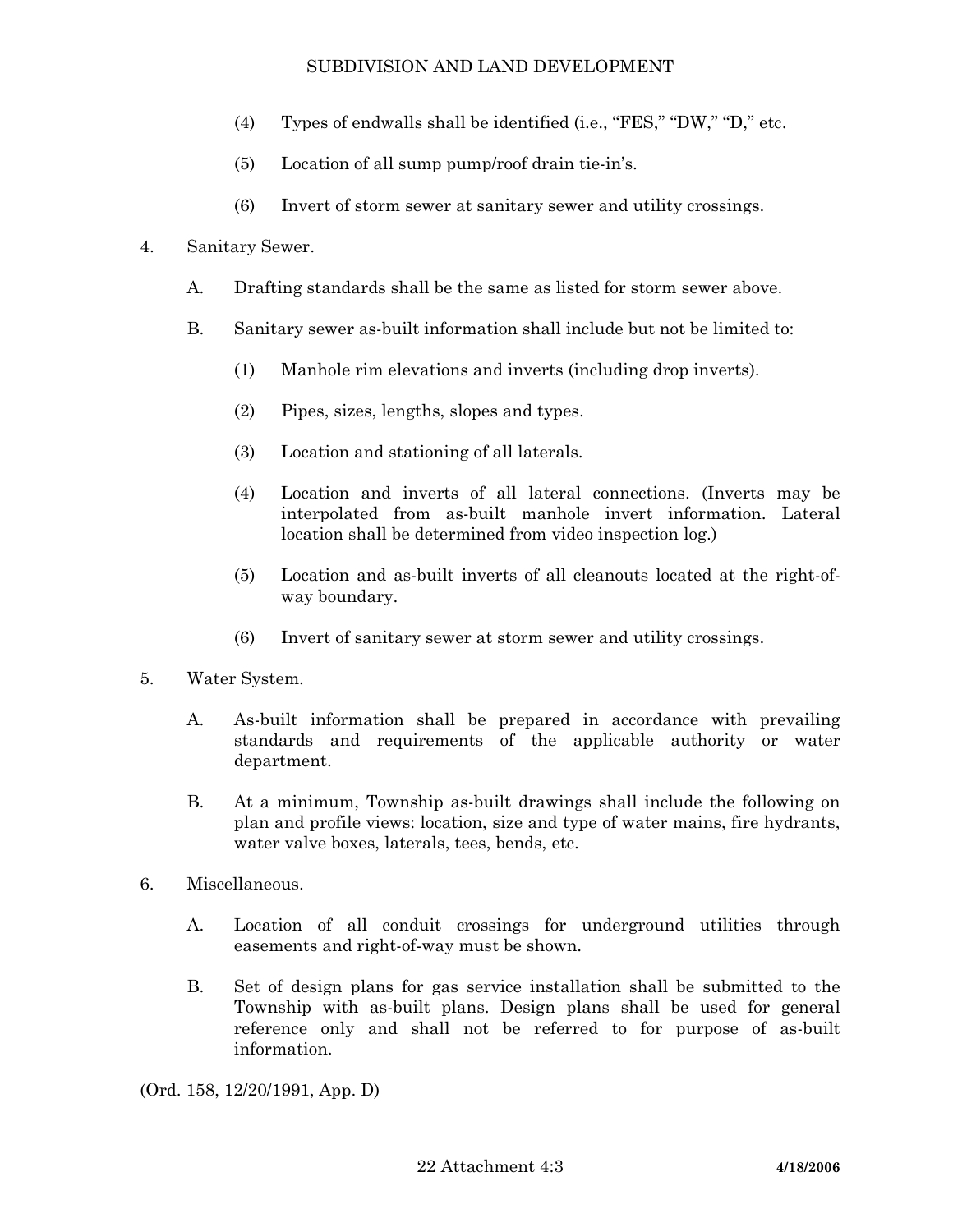(4) Types of endwalls shall be identified (i.e., "FES," "DW," "D," etc.

(5) Location of all sump pump/roof drain tie-in's.

(6) Invert of storm sewer at sanitary sewer and utility crossings.

4. Sanitary Sewer.

A. Drafting standards shall be the same as listed for storm sewer above.

B. Sanitary sewer as-built information shall include but not be limited to:

(1) Manhole rim elevations and inverts (including drop inverts).

(2) Pipes, sizes, lengths, slopes and types.

(3) Location and stationing of all laterals.

(4) Location and inverts of all lateral connections. (Inverts may be interpolated from as-built manhole invert information. Lateral location shall be determined from video inspection log.)

(5) Location and as-built inverts of all cleanouts located at the right-of-way boundary.

(6) Invert of sanitary sewer at storm sewer and utility crossings.

5. Water System.

A. As-built information shall be prepared in accordance with prevailing standards and requirements of the applicable authority or water department.

B. At a minimum, Township as-built drawings shall include the following on plan and profile views: location, size and type of water mains, fire hydrants, water valve boxes, laterals, tees, bends, etc.

6. Miscellaneous.

A. Location of all conduit crossings for underground utilities through easements and right-of-way must be shown.

B. Set of design plans for gas service installation shall be submitted to the Township with as-built plans. Design plans shall be used for general reference only and shall not be referred to for purpose of as-built information.

(Ord. 158, 12/20/1991, App. D)